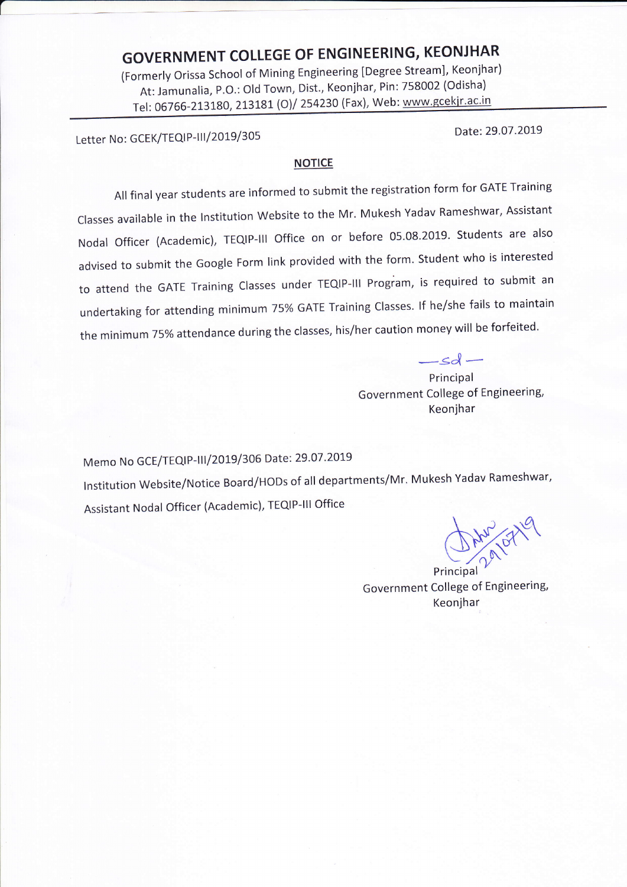# GOVERNMENT COLLEGE OF ENGINEERING, KEONJHAR

(Formerly Orissa School of Mining Engineering [Degree Stream], Keonjhar)
At: Jamunalia, P.O.: Old Town, Dist., Keonjhar, Pin: 758002 (Odisha)
Tel: 06766-213180, 213181 (O)/ 254230 (Fax), Web: www.gcekjr.ac.in

Letter No: GCEK/TEQIP-III/2019/305

Date: 29.07.2019

## NOTICE

All final year students are informed to submit the registration form for GATE Training Classes available in the Institution Website to the Mr. Mukesh Yadav Rameshwar, Assistant Nodal Officer (Academic), TEQIP-III Office on or before 05.08.2019. Students are also advised to submit the Google Form link provided with the form. Student who is interested to attend the GATE Training Classes under TEQIP-III Program, is required to submit an undertaking for attending minimum 75% GATE Training Classes. If he/she fails to maintain the minimum 75% attendance during the classes, his/her caution money will be forfeited.

—sd—
Principal
Government College of Engineering,
Keonjhar

Memo No GCE/TEQIP-III/2019/306 Date: 29.07.2019

Institution Website/Notice Board/HODs of all departments/Mr. Mukesh Yadav Rameshwar, Assistant Nodal Officer (Academic), TEQIP-III Office

29/07/19

Principal
Government College of Engineering,
Keonjhar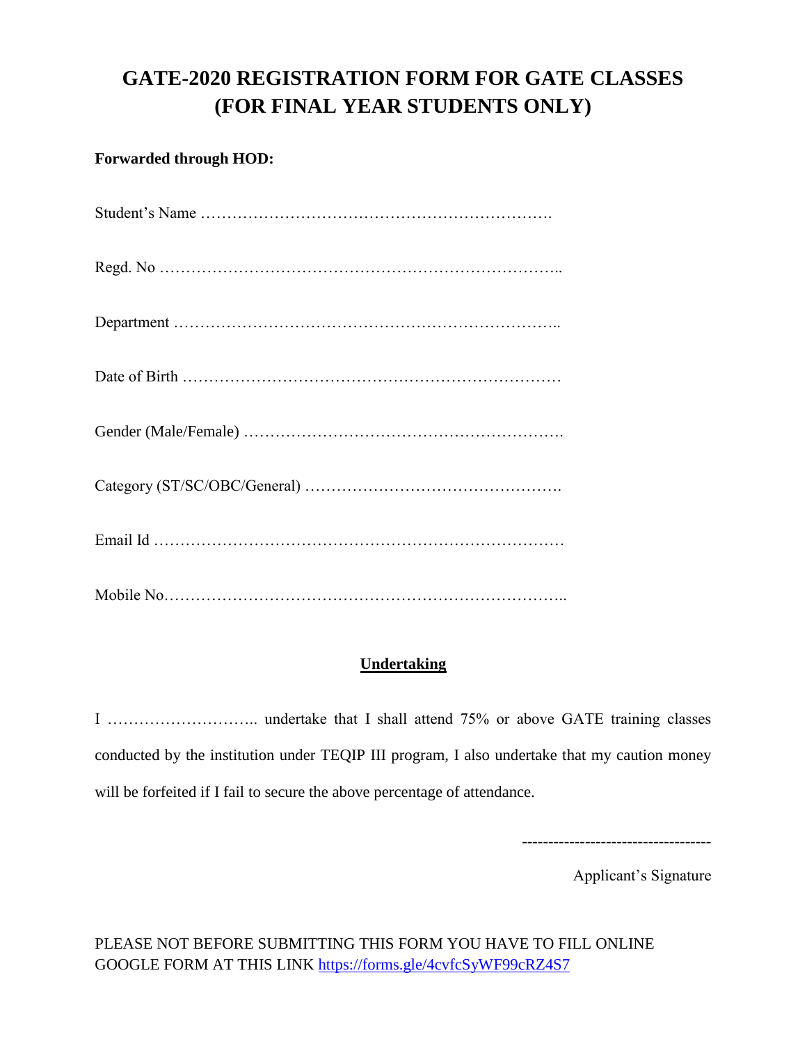# GATE-2020 REGISTRATION FORM FOR GATE CLASSES (FOR FINAL YEAR STUDENTS ONLY)

**Forwarded through HOD:**

Student's Name ……………………………………………………….

Regd. No …………………………………………………………………..

Department ………………………………………………………………..

Date of Birth ………………………………………………………………

Gender (Male/Female) …………………………………………………….

Category (ST/SC/OBC/General) ………………………………………….

Email Id ……………………………………………………………………

Mobile No…………………………………………………………………..

**Undertaking**

I ……………………….. undertake that I shall attend 75% or above GATE training classes conducted by the institution under TEQIP III program, I also undertake that my caution money will be forfeited if I fail to secure the above percentage of attendance.

-----------------------------------

Applicant's Signature

PLEASE NOT BEFORE SUBMITTING THIS FORM YOU HAVE TO FILL ONLINE GOOGLE FORM AT THIS LINK https://forms.gle/4cvfcSyWF99cRZ4S7